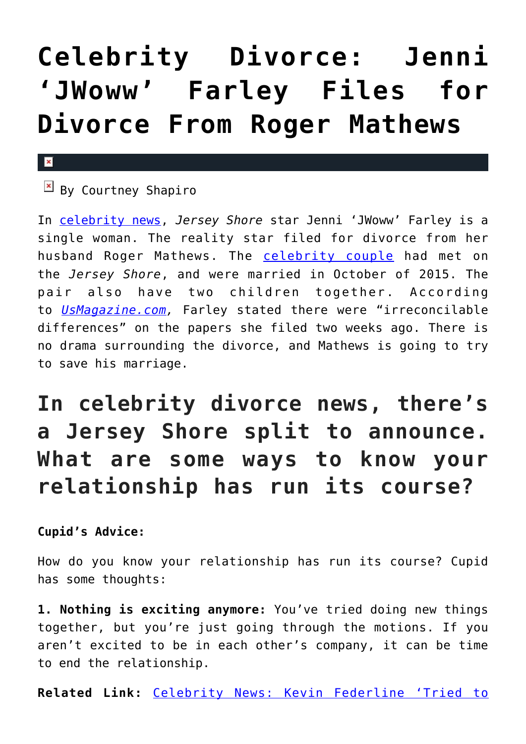# Celebrity Divorce: Jenni 'JWoww' Farley Files for Divorce From Roger Mathews

By Courtney Shapiro

In [celebrity news](), *Jersey Shore* star Jenni 'JWoww' Farley is a single woman. The reality star filed for divorce from her husband Roger Mathews. The [celebrity couple]() had met on the *Jersey Shore*, and were married in October of 2015. The pair also have two children together. According to [*UsMagazine.com*](), Farley stated there were "irreconcilable differences" on the papers she filed two weeks ago. There is no drama surrounding the divorce, and Mathews is going to try to save his marriage.

## In celebrity divorce news, there's a Jersey Shore split to announce. What are some ways to know your relationship has run its course?

**Cupid's Advice:**

How do you know your relationship has run its course? Cupid has some thoughts:

**1. Nothing is exciting anymore:** You've tried doing new things together, but you're just going through the motions. If you aren't excited to be in each other's company, it can be time to end the relationship.

**Related Link:** [Celebrity News: Kevin Federline 'Tried to]()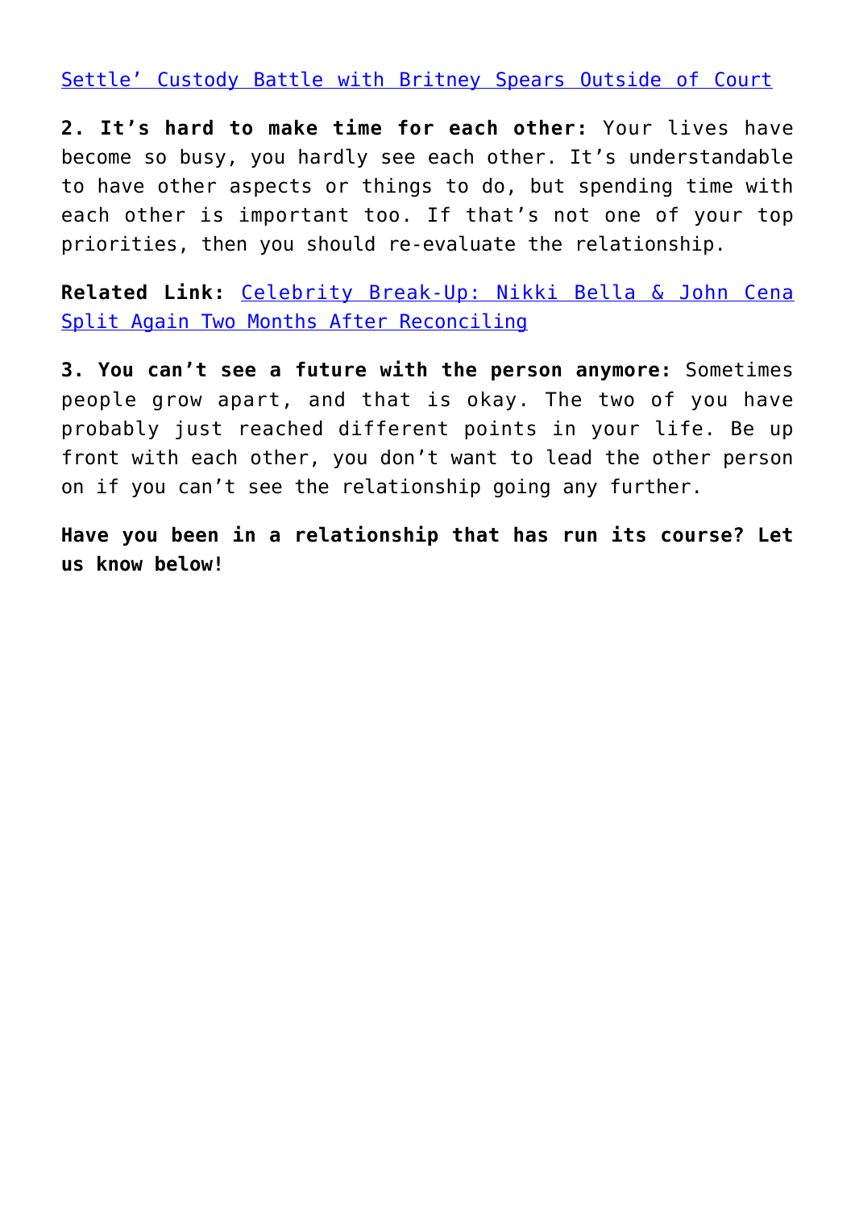[Settle' Custody Battle with Britney Spears Outside of Court]()

**2. It's hard to make time for each other:** Your lives have become so busy, you hardly see each other. It's understandable to have other aspects or things to do, but spending time with each other is important too. If that's not one of your top priorities, then you should re-evaluate the relationship.

**Related Link:** [Celebrity Break-Up: Nikki Bella & John Cena Split Again Two Months After Reconciling]()

**3. You can't see a future with the person anymore:** Sometimes people grow apart, and that is okay. The two of you have probably just reached different points in your life. Be up front with each other, you don't want to lead the other person on if you can't see the relationship going any further.

**Have you been in a relationship that has run its course? Let us know below!**